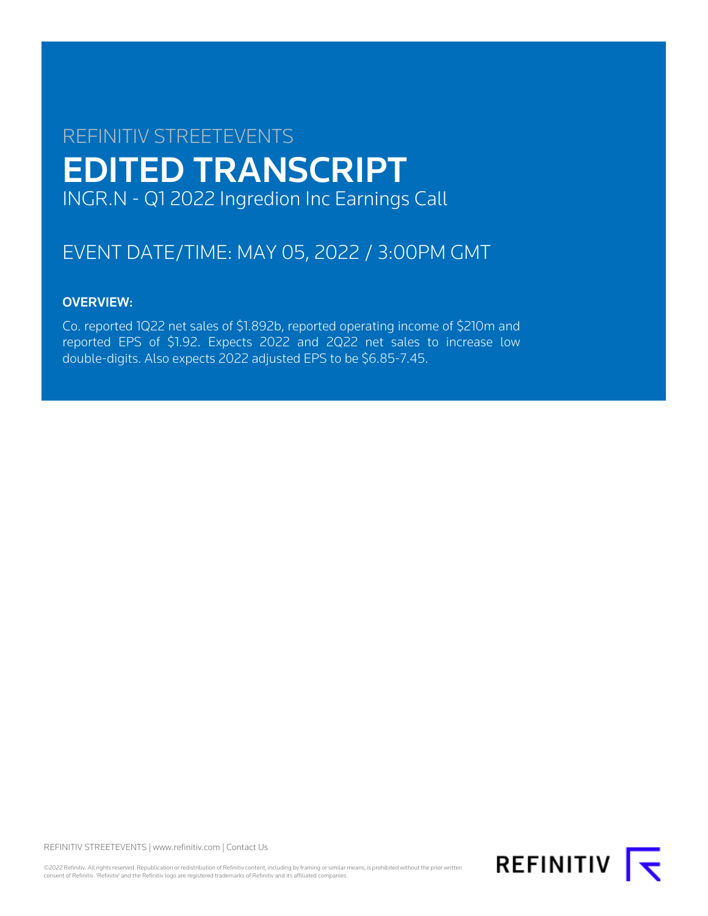REFINITIV STREETEVENTS

# EDITED TRANSCRIPT

INGR.N - Q1 2022 Ingredion Inc Earnings Call

## EVENT DATE/TIME: MAY 05, 2022 / 3:00PM GMT

### OVERVIEW:

Co. reported 1Q22 net sales of $1.892b, reported operating income of $210m and reported EPS of $1.92. Expects 2022 and 2Q22 net sales to increase low double-digits. Also expects 2022 adjusted EPS to be $6.85-7.45.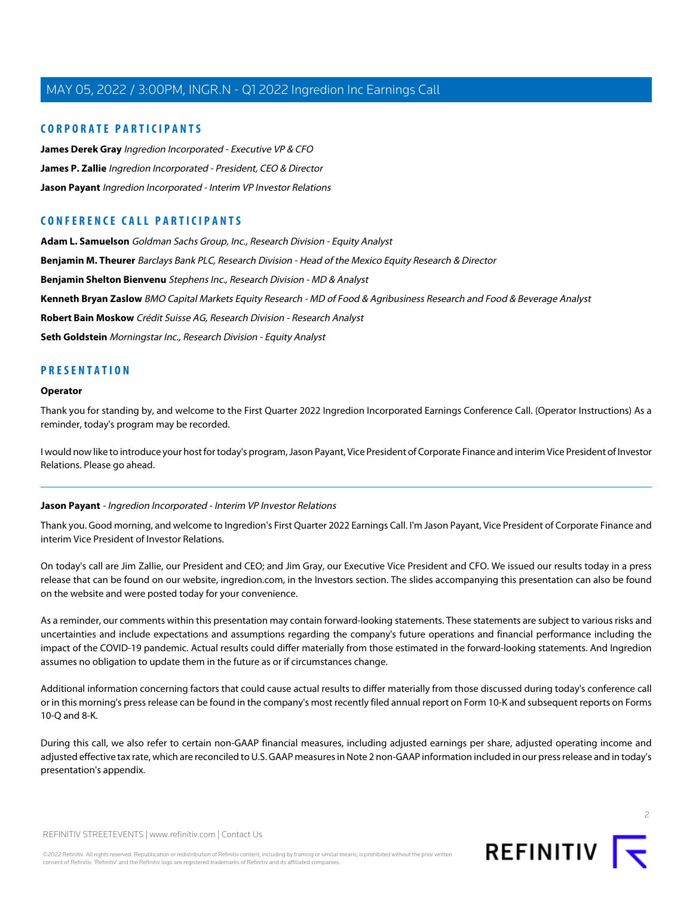## CORPORATE PARTICIPANTS

**James Derek Gray** *Ingredion Incorporated - Executive VP & CFO*

**James P. Zallie** *Ingredion Incorporated - President, CEO & Director*

**Jason Payant** *Ingredion Incorporated - Interim VP Investor Relations*

## CONFERENCE CALL PARTICIPANTS

**Adam L. Samuelson** *Goldman Sachs Group, Inc., Research Division - Equity Analyst*

**Benjamin M. Theurer** *Barclays Bank PLC, Research Division - Head of the Mexico Equity Research & Director*

**Benjamin Shelton Bienvenu** *Stephens Inc., Research Division - MD & Analyst*

**Kenneth Bryan Zaslow** *BMO Capital Markets Equity Research - MD of Food & Agribusiness Research and Food & Beverage Analyst*

**Robert Bain Moskow** *Crédit Suisse AG, Research Division - Research Analyst*

**Seth Goldstein** *Morningstar Inc., Research Division - Equity Analyst*

## PRESENTATION

**Operator**

Thank you for standing by, and welcome to the First Quarter 2022 Ingredion Incorporated Earnings Conference Call. (Operator Instructions) As a reminder, today's program may be recorded.

I would now like to introduce your host for today's program, Jason Payant, Vice President of Corporate Finance and interim Vice President of Investor Relations. Please go ahead.

---

**Jason Payant** - *Ingredion Incorporated - Interim VP Investor Relations*

Thank you. Good morning, and welcome to Ingredion's First Quarter 2022 Earnings Call. I'm Jason Payant, Vice President of Corporate Finance and interim Vice President of Investor Relations.

On today's call are Jim Zallie, our President and CEO; and Jim Gray, our Executive Vice President and CFO. We issued our results today in a press release that can be found on our website, ingredion.com, in the Investors section. The slides accompanying this presentation can also be found on the website and were posted today for your convenience.

As a reminder, our comments within this presentation may contain forward-looking statements. These statements are subject to various risks and uncertainties and include expectations and assumptions regarding the company's future operations and financial performance including the impact of the COVID-19 pandemic. Actual results could differ materially from those estimated in the forward-looking statements. And Ingredion assumes no obligation to update them in the future as or if circumstances change.

Additional information concerning factors that could cause actual results to differ materially from those discussed during today's conference call or in this morning's press release can be found in the company's most recently filed annual report on Form 10-K and subsequent reports on Forms 10-Q and 8-K.

During this call, we also refer to certain non-GAAP financial measures, including adjusted earnings per share, adjusted operating income and adjusted effective tax rate, which are reconciled to U.S. GAAP measures in Note 2 non-GAAP information included in our press release and in today's presentation's appendix.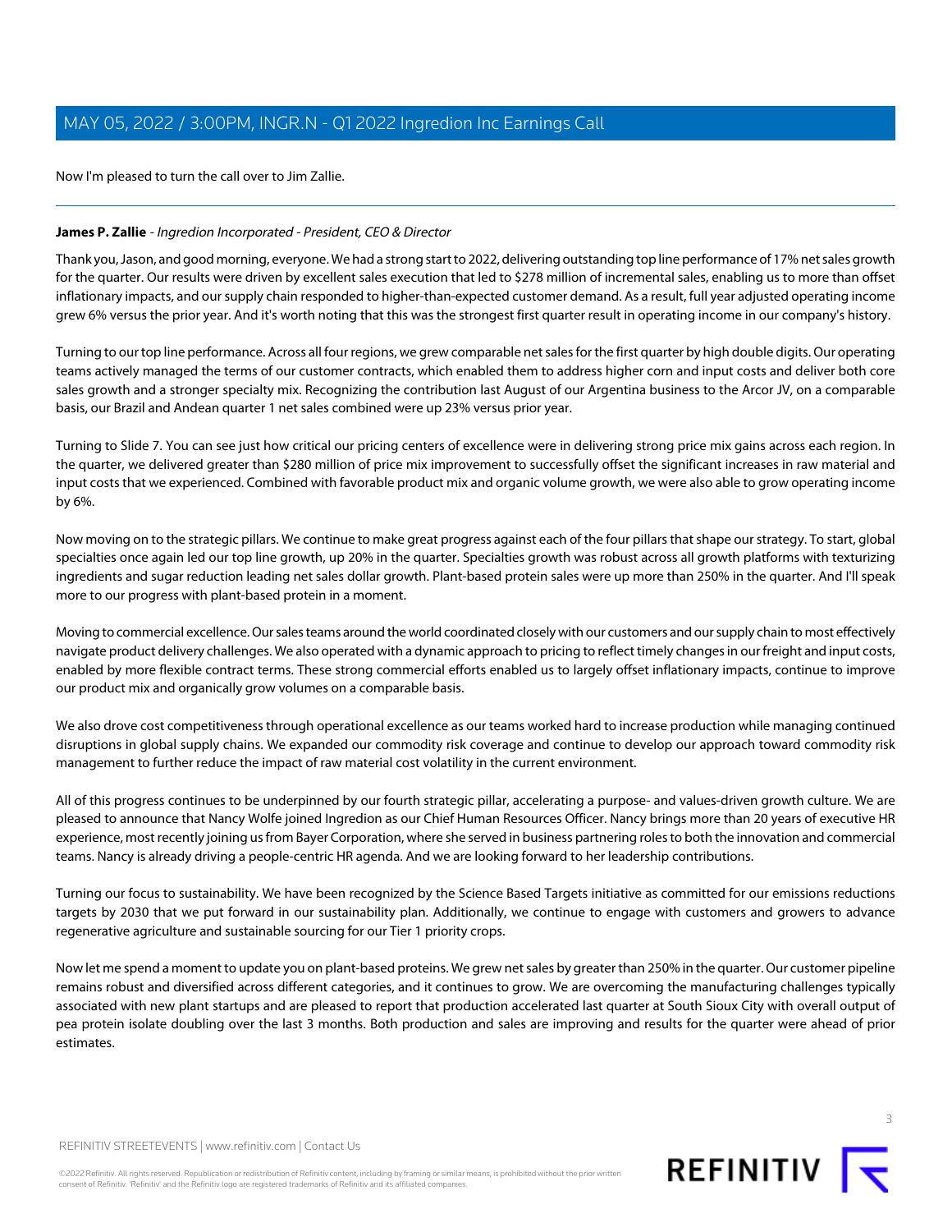Now I'm pleased to turn the call over to Jim Zallie.

---

**James P. Zallie** - *Ingredion Incorporated - President, CEO & Director*

Thank you, Jason, and good morning, everyone. We had a strong start to 2022, delivering outstanding top line performance of 17% net sales growth for the quarter. Our results were driven by excellent sales execution that led to $278 million of incremental sales, enabling us to more than offset inflationary impacts, and our supply chain responded to higher-than-expected customer demand. As a result, full year adjusted operating income grew 6% versus the prior year. And it's worth noting that this was the strongest first quarter result in operating income in our company's history.

Turning to our top line performance. Across all four regions, we grew comparable net sales for the first quarter by high double digits. Our operating teams actively managed the terms of our customer contracts, which enabled them to address higher corn and input costs and deliver both core sales growth and a stronger specialty mix. Recognizing the contribution last August of our Argentina business to the Arcor JV, on a comparable basis, our Brazil and Andean quarter 1 net sales combined were up 23% versus prior year.

Turning to Slide 7. You can see just how critical our pricing centers of excellence were in delivering strong price mix gains across each region. In the quarter, we delivered greater than $280 million of price mix improvement to successfully offset the significant increases in raw material and input costs that we experienced. Combined with favorable product mix and organic volume growth, we were also able to grow operating income by 6%.

Now moving on to the strategic pillars. We continue to make great progress against each of the four pillars that shape our strategy. To start, global specialties once again led our top line growth, up 20% in the quarter. Specialties growth was robust across all growth platforms with texturizing ingredients and sugar reduction leading net sales dollar growth. Plant-based protein sales were up more than 250% in the quarter. And I'll speak more to our progress with plant-based protein in a moment.

Moving to commercial excellence. Our sales teams around the world coordinated closely with our customers and our supply chain to most effectively navigate product delivery challenges. We also operated with a dynamic approach to pricing to reflect timely changes in our freight and input costs, enabled by more flexible contract terms. These strong commercial efforts enabled us to largely offset inflationary impacts, continue to improve our product mix and organically grow volumes on a comparable basis.

We also drove cost competitiveness through operational excellence as our teams worked hard to increase production while managing continued disruptions in global supply chains. We expanded our commodity risk coverage and continue to develop our approach toward commodity risk management to further reduce the impact of raw material cost volatility in the current environment.

All of this progress continues to be underpinned by our fourth strategic pillar, accelerating a purpose- and values-driven growth culture. We are pleased to announce that Nancy Wolfe joined Ingredion as our Chief Human Resources Officer. Nancy brings more than 20 years of executive HR experience, most recently joining us from Bayer Corporation, where she served in business partnering roles to both the innovation and commercial teams. Nancy is already driving a people-centric HR agenda. And we are looking forward to her leadership contributions.

Turning our focus to sustainability. We have been recognized by the Science Based Targets initiative as committed for our emissions reductions targets by 2030 that we put forward in our sustainability plan. Additionally, we continue to engage with customers and growers to advance regenerative agriculture and sustainable sourcing for our Tier 1 priority crops.

Now let me spend a moment to update you on plant-based proteins. We grew net sales by greater than 250% in the quarter. Our customer pipeline remains robust and diversified across different categories, and it continues to grow. We are overcoming the manufacturing challenges typically associated with new plant startups and are pleased to report that production accelerated last quarter at South Sioux City with overall output of pea protein isolate doubling over the last 3 months. Both production and sales are improving and results for the quarter were ahead of prior estimates.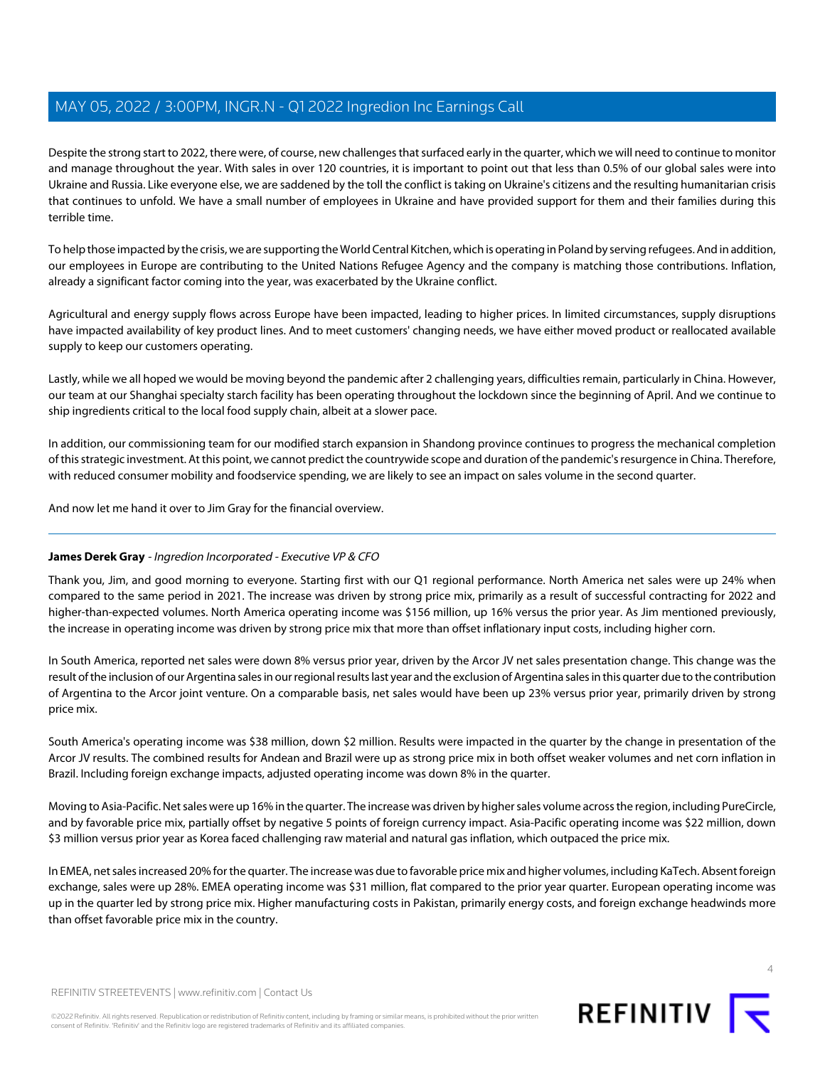Despite the strong start to 2022, there were, of course, new challenges that surfaced early in the quarter, which we will need to continue to monitor and manage throughout the year. With sales in over 120 countries, it is important to point out that less than 0.5% of our global sales were into Ukraine and Russia. Like everyone else, we are saddened by the toll the conflict is taking on Ukraine's citizens and the resulting humanitarian crisis that continues to unfold. We have a small number of employees in Ukraine and have provided support for them and their families during this terrible time.

To help those impacted by the crisis, we are supporting the World Central Kitchen, which is operating in Poland by serving refugees. And in addition, our employees in Europe are contributing to the United Nations Refugee Agency and the company is matching those contributions. Inflation, already a significant factor coming into the year, was exacerbated by the Ukraine conflict.

Agricultural and energy supply flows across Europe have been impacted, leading to higher prices. In limited circumstances, supply disruptions have impacted availability of key product lines. And to meet customers' changing needs, we have either moved product or reallocated available supply to keep our customers operating.

Lastly, while we all hoped we would be moving beyond the pandemic after 2 challenging years, difficulties remain, particularly in China. However, our team at our Shanghai specialty starch facility has been operating throughout the lockdown since the beginning of April. And we continue to ship ingredients critical to the local food supply chain, albeit at a slower pace.

In addition, our commissioning team for our modified starch expansion in Shandong province continues to progress the mechanical completion of this strategic investment. At this point, we cannot predict the countrywide scope and duration of the pandemic's resurgence in China. Therefore, with reduced consumer mobility and foodservice spending, we are likely to see an impact on sales volume in the second quarter.

And now let me hand it over to Jim Gray for the financial overview.

---

**James Derek Gray** - *Ingredion Incorporated - Executive VP & CFO*

Thank you, Jim, and good morning to everyone. Starting first with our Q1 regional performance. North America net sales were up 24% when compared to the same period in 2021. The increase was driven by strong price mix, primarily as a result of successful contracting for 2022 and higher-than-expected volumes. North America operating income was $156 million, up 16% versus the prior year. As Jim mentioned previously, the increase in operating income was driven by strong price mix that more than offset inflationary input costs, including higher corn.

In South America, reported net sales were down 8% versus prior year, driven by the Arcor JV net sales presentation change. This change was the result of the inclusion of our Argentina sales in our regional results last year and the exclusion of Argentina sales in this quarter due to the contribution of Argentina to the Arcor joint venture. On a comparable basis, net sales would have been up 23% versus prior year, primarily driven by strong price mix.

South America's operating income was $38 million, down $2 million. Results were impacted in the quarter by the change in presentation of the Arcor JV results. The combined results for Andean and Brazil were up as strong price mix in both offset weaker volumes and net corn inflation in Brazil. Including foreign exchange impacts, adjusted operating income was down 8% in the quarter.

Moving to Asia-Pacific. Net sales were up 16% in the quarter. The increase was driven by higher sales volume across the region, including PureCircle, and by favorable price mix, partially offset by negative 5 points of foreign currency impact. Asia-Pacific operating income was $22 million, down $3 million versus prior year as Korea faced challenging raw material and natural gas inflation, which outpaced the price mix.

In EMEA, net sales increased 20% for the quarter. The increase was due to favorable price mix and higher volumes, including KaTech. Absent foreign exchange, sales were up 28%. EMEA operating income was $31 million, flat compared to the prior year quarter. European operating income was up in the quarter led by strong price mix. Higher manufacturing costs in Pakistan, primarily energy costs, and foreign exchange headwinds more than offset favorable price mix in the country.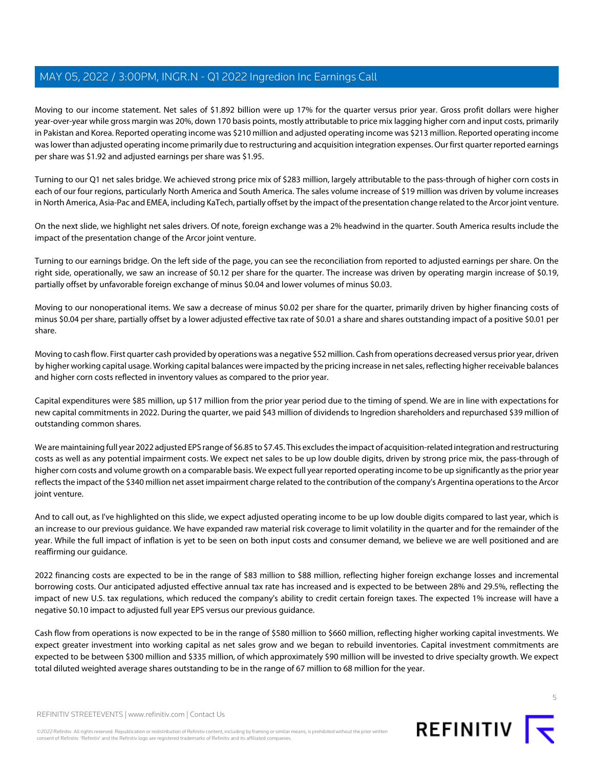Moving to our income statement. Net sales of $1.892 billion were up 17% for the quarter versus prior year. Gross profit dollars were higher year-over-year while gross margin was 20%, down 170 basis points, mostly attributable to price mix lagging higher corn and input costs, primarily in Pakistan and Korea. Reported operating income was $210 million and adjusted operating income was $213 million. Reported operating income was lower than adjusted operating income primarily due to restructuring and acquisition integration expenses. Our first quarter reported earnings per share was $1.92 and adjusted earnings per share was $1.95.

Turning to our Q1 net sales bridge. We achieved strong price mix of $283 million, largely attributable to the pass-through of higher corn costs in each of our four regions, particularly North America and South America. The sales volume increase of $19 million was driven by volume increases in North America, Asia-Pac and EMEA, including KaTech, partially offset by the impact of the presentation change related to the Arcor joint venture.

On the next slide, we highlight net sales drivers. Of note, foreign exchange was a 2% headwind in the quarter. South America results include the impact of the presentation change of the Arcor joint venture.

Turning to our earnings bridge. On the left side of the page, you can see the reconciliation from reported to adjusted earnings per share. On the right side, operationally, we saw an increase of $0.12 per share for the quarter. The increase was driven by operating margin increase of $0.19, partially offset by unfavorable foreign exchange of minus $0.04 and lower volumes of minus $0.03.

Moving to our nonoperational items. We saw a decrease of minus $0.02 per share for the quarter, primarily driven by higher financing costs of minus $0.04 per share, partially offset by a lower adjusted effective tax rate of $0.01 a share and shares outstanding impact of a positive $0.01 per share.

Moving to cash flow. First quarter cash provided by operations was a negative $52 million. Cash from operations decreased versus prior year, driven by higher working capital usage. Working capital balances were impacted by the pricing increase in net sales, reflecting higher receivable balances and higher corn costs reflected in inventory values as compared to the prior year.

Capital expenditures were $85 million, up $17 million from the prior year period due to the timing of spend. We are in line with expectations for new capital commitments in 2022. During the quarter, we paid $43 million of dividends to Ingredion shareholders and repurchased $39 million of outstanding common shares.

We are maintaining full year 2022 adjusted EPS range of $6.85 to $7.45. This excludes the impact of acquisition-related integration and restructuring costs as well as any potential impairment costs. We expect net sales to be up low double digits, driven by strong price mix, the pass-through of higher corn costs and volume growth on a comparable basis. We expect full year reported operating income to be up significantly as the prior year reflects the impact of the $340 million net asset impairment charge related to the contribution of the company's Argentina operations to the Arcor joint venture.

And to call out, as I've highlighted on this slide, we expect adjusted operating income to be up low double digits compared to last year, which is an increase to our previous guidance. We have expanded raw material risk coverage to limit volatility in the quarter and for the remainder of the year. While the full impact of inflation is yet to be seen on both input costs and consumer demand, we believe we are well positioned and are reaffirming our guidance.

2022 financing costs are expected to be in the range of $83 million to $88 million, reflecting higher foreign exchange losses and incremental borrowing costs. Our anticipated adjusted effective annual tax rate has increased and is expected to be between 28% and 29.5%, reflecting the impact of new U.S. tax regulations, which reduced the company's ability to credit certain foreign taxes. The expected 1% increase will have a negative $0.10 impact to adjusted full year EPS versus our previous guidance.

Cash flow from operations is now expected to be in the range of $580 million to $660 million, reflecting higher working capital investments. We expect greater investment into working capital as net sales grow and we began to rebuild inventories. Capital investment commitments are expected to be between $300 million and $335 million, of which approximately $90 million will be invested to drive specialty growth. We expect total diluted weighted average shares outstanding to be in the range of 67 million to 68 million for the year.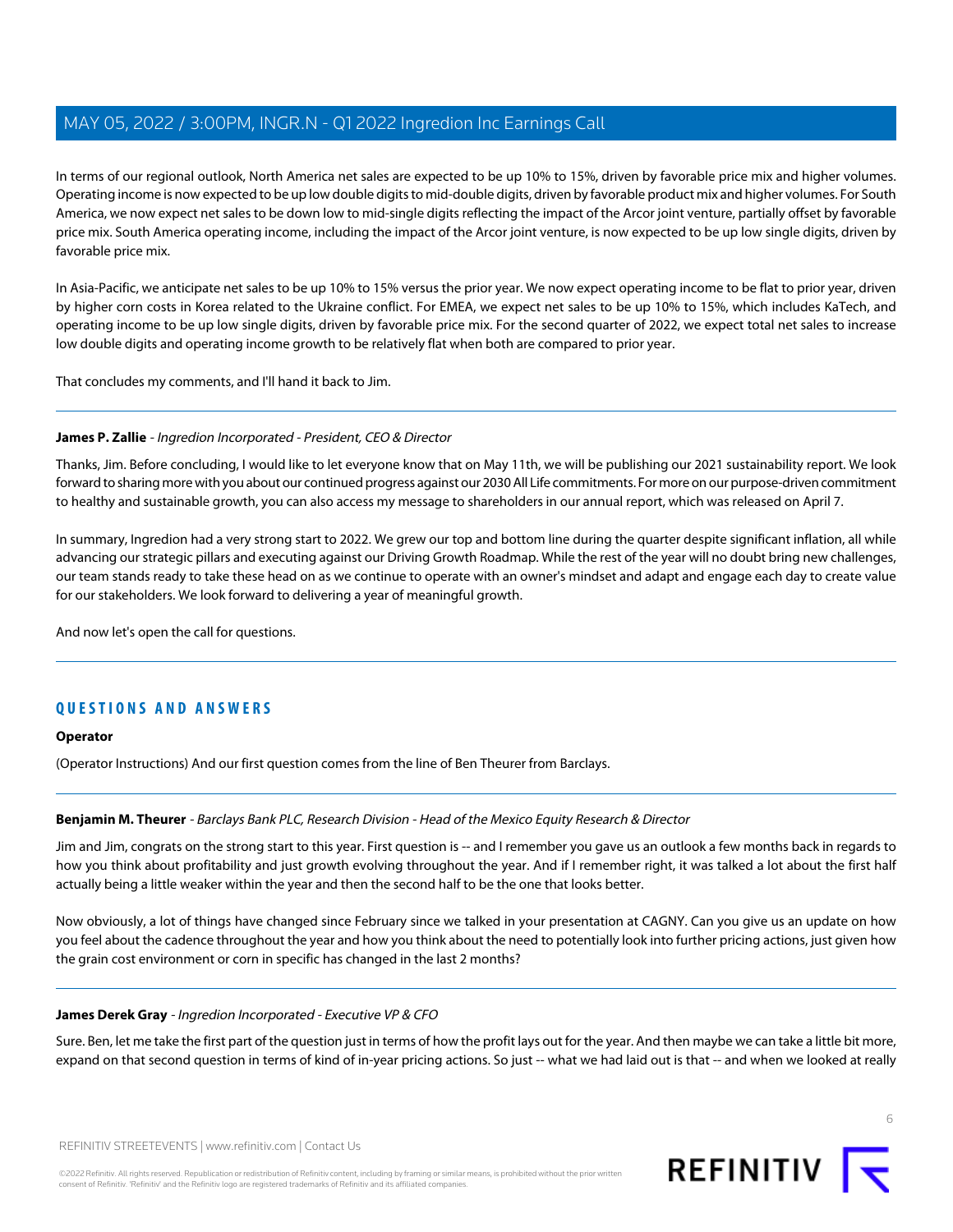In terms of our regional outlook, North America net sales are expected to be up 10% to 15%, driven by favorable price mix and higher volumes. Operating income is now expected to be up low double digits to mid-double digits, driven by favorable product mix and higher volumes. For South America, we now expect net sales to be down low to mid-single digits reflecting the impact of the Arcor joint venture, partially offset by favorable price mix. South America operating income, including the impact of the Arcor joint venture, is now expected to be up low single digits, driven by favorable price mix.

In Asia-Pacific, we anticipate net sales to be up 10% to 15% versus the prior year. We now expect operating income to be flat to prior year, driven by higher corn costs in Korea related to the Ukraine conflict. For EMEA, we expect net sales to be up 10% to 15%, which includes KaTech, and operating income to be up low single digits, driven by favorable price mix. For the second quarter of 2022, we expect total net sales to increase low double digits and operating income growth to be relatively flat when both are compared to prior year.

That concludes my comments, and I'll hand it back to Jim.

---

**James P. Zallie** - *Ingredion Incorporated - President, CEO & Director*

Thanks, Jim. Before concluding, I would like to let everyone know that on May 11th, we will be publishing our 2021 sustainability report. We look forward to sharing more with you about our continued progress against our 2030 All Life commitments. For more on our purpose-driven commitment to healthy and sustainable growth, you can also access my message to shareholders in our annual report, which was released on April 7.

In summary, Ingredion had a very strong start to 2022. We grew our top and bottom line during the quarter despite significant inflation, all while advancing our strategic pillars and executing against our Driving Growth Roadmap. While the rest of the year will no doubt bring new challenges, our team stands ready to take these head on as we continue to operate with an owner's mindset and adapt and engage each day to create value for our stakeholders. We look forward to delivering a year of meaningful growth.

And now let's open the call for questions.

---

## QUESTIONS AND ANSWERS

**Operator**

(Operator Instructions) And our first question comes from the line of Ben Theurer from Barclays.

---

**Benjamin M. Theurer** - *Barclays Bank PLC, Research Division - Head of the Mexico Equity Research & Director*

Jim and Jim, congrats on the strong start to this year. First question is -- and I remember you gave us an outlook a few months back in regards to how you think about profitability and just growth evolving throughout the year. And if I remember right, it was talked a lot about the first half actually being a little weaker within the year and then the second half to be the one that looks better.

Now obviously, a lot of things have changed since February since we talked in your presentation at CAGNY. Can you give us an update on how you feel about the cadence throughout the year and how you think about the need to potentially look into further pricing actions, just given how the grain cost environment or corn in specific has changed in the last 2 months?

---

**James Derek Gray** - *Ingredion Incorporated - Executive VP & CFO*

Sure. Ben, let me take the first part of the question just in terms of how the profit lays out for the year. And then maybe we can take a little bit more, expand on that second question in terms of kind of in-year pricing actions. So just -- what we had laid out is that -- and when we looked at really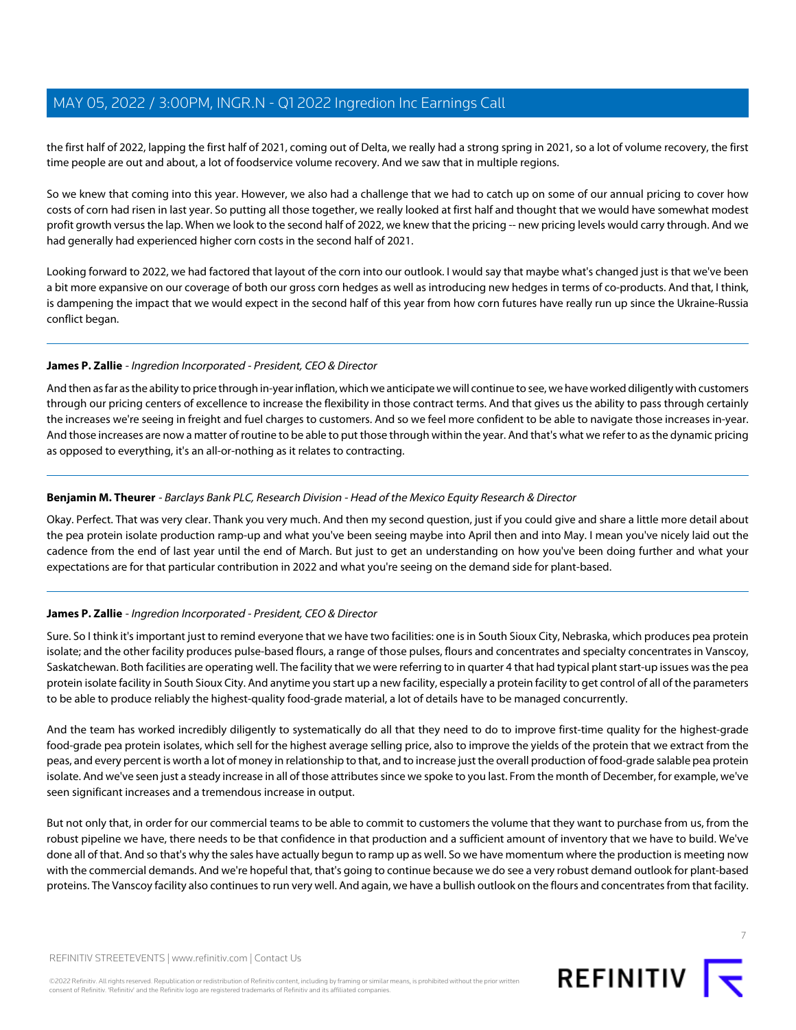the first half of 2022, lapping the first half of 2021, coming out of Delta, we really had a strong spring in 2021, so a lot of volume recovery, the first time people are out and about, a lot of foodservice volume recovery. And we saw that in multiple regions.

So we knew that coming into this year. However, we also had a challenge that we had to catch up on some of our annual pricing to cover how costs of corn had risen in last year. So putting all those together, we really looked at first half and thought that we would have somewhat modest profit growth versus the lap. When we look to the second half of 2022, we knew that the pricing -- new pricing levels would carry through. And we had generally had experienced higher corn costs in the second half of 2021.

Looking forward to 2022, we had factored that layout of the corn into our outlook. I would say that maybe what's changed just is that we've been a bit more expansive on our coverage of both our gross corn hedges as well as introducing new hedges in terms of co-products. And that, I think, is dampening the impact that we would expect in the second half of this year from how corn futures have really run up since the Ukraine-Russia conflict began.

---

**James P. Zallie** - *Ingredion Incorporated - President, CEO & Director*

And then as far as the ability to price through in-year inflation, which we anticipate we will continue to see, we have worked diligently with customers through our pricing centers of excellence to increase the flexibility in those contract terms. And that gives us the ability to pass through certainly the increases we're seeing in freight and fuel charges to customers. And so we feel more confident to be able to navigate those increases in-year. And those increases are now a matter of routine to be able to put those through within the year. And that's what we refer to as the dynamic pricing as opposed to everything, it's an all-or-nothing as it relates to contracting.

---

**Benjamin M. Theurer** - *Barclays Bank PLC, Research Division - Head of the Mexico Equity Research & Director*

Okay. Perfect. That was very clear. Thank you very much. And then my second question, just if you could give and share a little more detail about the pea protein isolate production ramp-up and what you've been seeing maybe into April then and into May. I mean you've nicely laid out the cadence from the end of last year until the end of March. But just to get an understanding on how you've been doing further and what your expectations are for that particular contribution in 2022 and what you're seeing on the demand side for plant-based.

---

**James P. Zallie** - *Ingredion Incorporated - President, CEO & Director*

Sure. So I think it's important just to remind everyone that we have two facilities: one is in South Sioux City, Nebraska, which produces pea protein isolate; and the other facility produces pulse-based flours, a range of those pulses, flours and concentrates and specialty concentrates in Vanscoy, Saskatchewan. Both facilities are operating well. The facility that we were referring to in quarter 4 that had typical plant start-up issues was the pea protein isolate facility in South Sioux City. And anytime you start up a new facility, especially a protein facility to get control of all of the parameters to be able to produce reliably the highest-quality food-grade material, a lot of details have to be managed concurrently.

And the team has worked incredibly diligently to systematically do all that they need to do to improve first-time quality for the highest-grade food-grade pea protein isolates, which sell for the highest average selling price, also to improve the yields of the protein that we extract from the peas, and every percent is worth a lot of money in relationship to that, and to increase just the overall production of food-grade salable pea protein isolate. And we've seen just a steady increase in all of those attributes since we spoke to you last. From the month of December, for example, we've seen significant increases and a tremendous increase in output.

But not only that, in order for our commercial teams to be able to commit to customers the volume that they want to purchase from us, from the robust pipeline we have, there needs to be that confidence in that production and a sufficient amount of inventory that we have to build. We've done all of that. And so that's why the sales have actually begun to ramp up as well. So we have momentum where the production is meeting now with the commercial demands. And we're hopeful that, that's going to continue because we do see a very robust demand outlook for plant-based proteins. The Vanscoy facility also continues to run very well. And again, we have a bullish outlook on the flours and concentrates from that facility.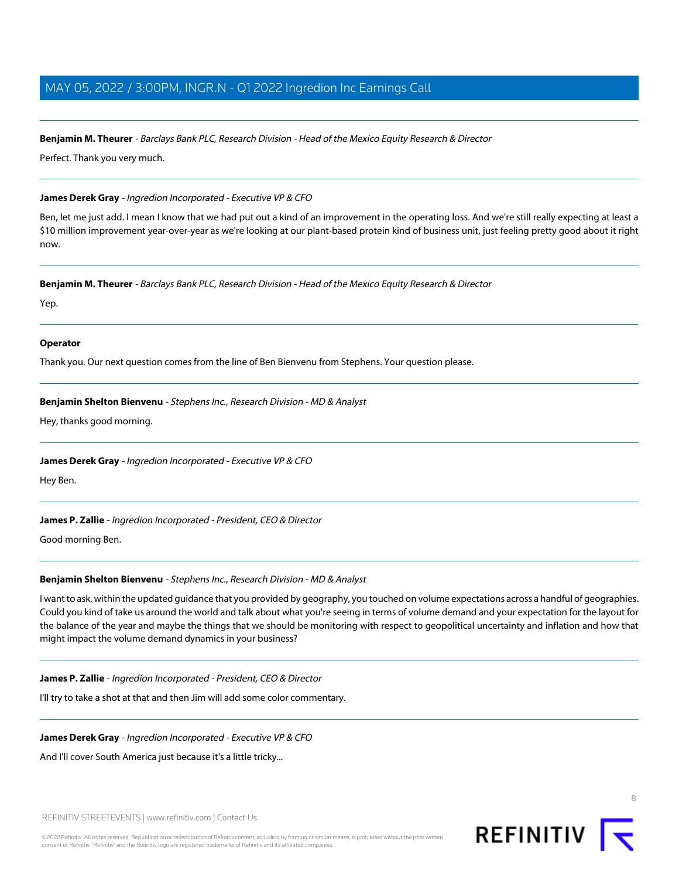**Benjamin M. Theurer** - *Barclays Bank PLC, Research Division - Head of the Mexico Equity Research & Director*

Perfect. Thank you very much.

---

**James Derek Gray** - *Ingredion Incorporated - Executive VP & CFO*

Ben, let me just add. I mean I know that we had put out a kind of an improvement in the operating loss. And we're still really expecting at least a $10 million improvement year-over-year as we're looking at our plant-based protein kind of business unit, just feeling pretty good about it right now.

---

**Benjamin M. Theurer** - *Barclays Bank PLC, Research Division - Head of the Mexico Equity Research & Director*

Yep.

---

**Operator**

Thank you. Our next question comes from the line of Ben Bienvenu from Stephens. Your question please.

---

**Benjamin Shelton Bienvenu** - *Stephens Inc., Research Division - MD & Analyst*

Hey, thanks good morning.

---

**James Derek Gray** - *Ingredion Incorporated - Executive VP & CFO*

Hey Ben.

---

**James P. Zallie** - *Ingredion Incorporated - President, CEO & Director*

Good morning Ben.

---

**Benjamin Shelton Bienvenu** - *Stephens Inc., Research Division - MD & Analyst*

I want to ask, within the updated guidance that you provided by geography, you touched on volume expectations across a handful of geographies. Could you kind of take us around the world and talk about what you're seeing in terms of volume demand and your expectation for the layout for the balance of the year and maybe the things that we should be monitoring with respect to geopolitical uncertainty and inflation and how that might impact the volume demand dynamics in your business?

---

**James P. Zallie** - *Ingredion Incorporated - President, CEO & Director*

I'll try to take a shot at that and then Jim will add some color commentary.

---

**James Derek Gray** - *Ingredion Incorporated - Executive VP & CFO*

And I'll cover South America just because it's a little tricky...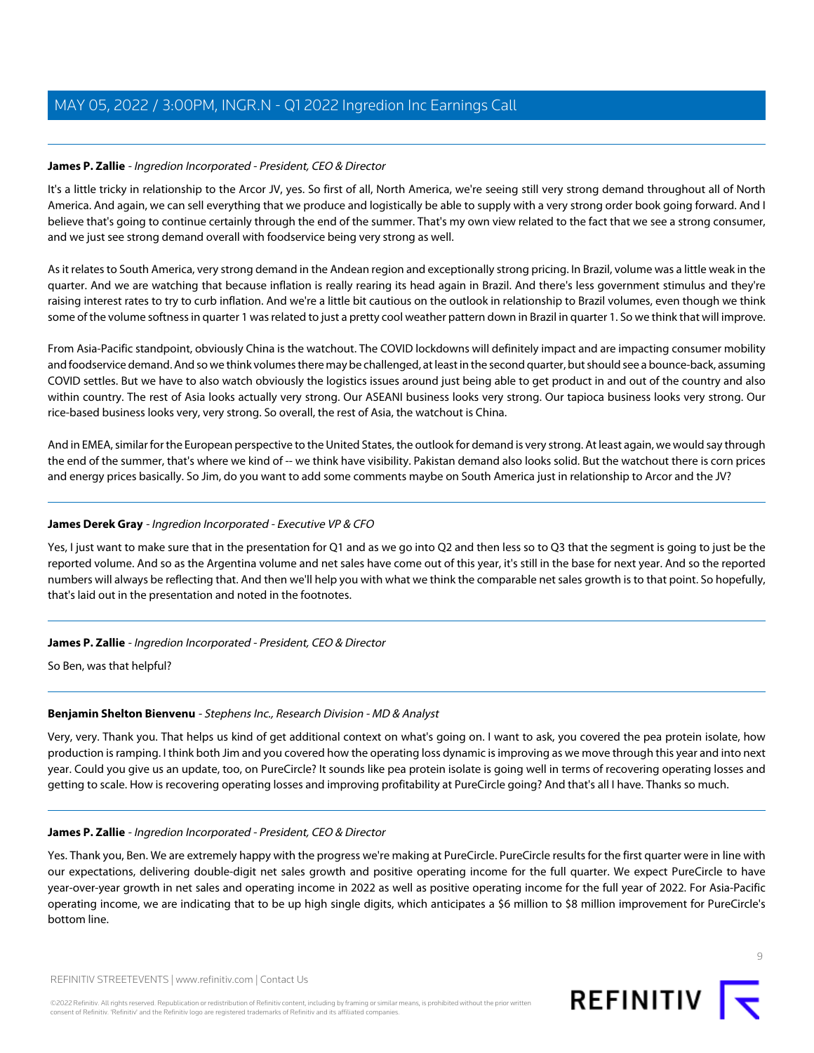**James P. Zallie** - *Ingredion Incorporated - President, CEO & Director*

It's a little tricky in relationship to the Arcor JV, yes. So first of all, North America, we're seeing still very strong demand throughout all of North America. And again, we can sell everything that we produce and logistically be able to supply with a very strong order book going forward. And I believe that's going to continue certainly through the end of the summer. That's my own view related to the fact that we see a strong consumer, and we just see strong demand overall with foodservice being very strong as well.

As it relates to South America, very strong demand in the Andean region and exceptionally strong pricing. In Brazil, volume was a little weak in the quarter. And we are watching that because inflation is really rearing its head again in Brazil. And there's less government stimulus and they're raising interest rates to try to curb inflation. And we're a little bit cautious on the outlook in relationship to Brazil volumes, even though we think some of the volume softness in quarter 1 was related to just a pretty cool weather pattern down in Brazil in quarter 1. So we think that will improve.

From Asia-Pacific standpoint, obviously China is the watchout. The COVID lockdowns will definitely impact and are impacting consumer mobility and foodservice demand. And so we think volumes there may be challenged, at least in the second quarter, but should see a bounce-back, assuming COVID settles. But we have to also watch obviously the logistics issues around just being able to get product in and out of the country and also within country. The rest of Asia looks actually very strong. Our ASEANI business looks very strong. Our tapioca business looks very strong. Our rice-based business looks very, very strong. So overall, the rest of Asia, the watchout is China.

And in EMEA, similar for the European perspective to the United States, the outlook for demand is very strong. At least again, we would say through the end of the summer, that's where we kind of -- we think have visibility. Pakistan demand also looks solid. But the watchout there is corn prices and energy prices basically. So Jim, do you want to add some comments maybe on South America just in relationship to Arcor and the JV?

---

**James Derek Gray** - *Ingredion Incorporated - Executive VP & CFO*

Yes, I just want to make sure that in the presentation for Q1 and as we go into Q2 and then less so to Q3 that the segment is going to just be the reported volume. And so as the Argentina volume and net sales have come out of this year, it's still in the base for next year. And so the reported numbers will always be reflecting that. And then we'll help you with what we think the comparable net sales growth is to that point. So hopefully, that's laid out in the presentation and noted in the footnotes.

---

**James P. Zallie** - *Ingredion Incorporated - President, CEO & Director*

So Ben, was that helpful?

---

**Benjamin Shelton Bienvenu** - *Stephens Inc., Research Division - MD & Analyst*

Very, very. Thank you. That helps us kind of get additional context on what's going on. I want to ask, you covered the pea protein isolate, how production is ramping. I think both Jim and you covered how the operating loss dynamic is improving as we move through this year and into next year. Could you give us an update, too, on PureCircle? It sounds like pea protein isolate is going well in terms of recovering operating losses and getting to scale. How is recovering operating losses and improving profitability at PureCircle going? And that's all I have. Thanks so much.

---

**James P. Zallie** - *Ingredion Incorporated - President, CEO & Director*

Yes. Thank you, Ben. We are extremely happy with the progress we're making at PureCircle. PureCircle results for the first quarter were in line with our expectations, delivering double-digit net sales growth and positive operating income for the full quarter. We expect PureCircle to have year-over-year growth in net sales and operating income in 2022 as well as positive operating income for the full year of 2022. For Asia-Pacific operating income, we are indicating that to be up high single digits, which anticipates a $6 million to $8 million improvement for PureCircle's bottom line.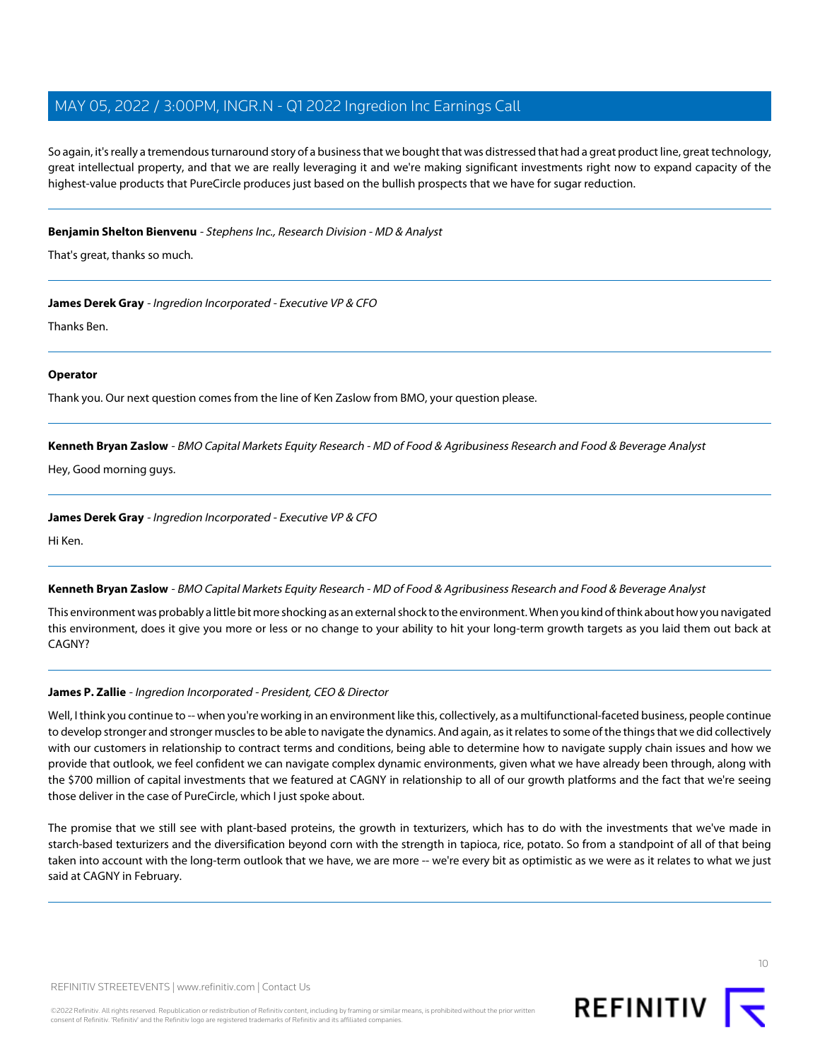So again, it's really a tremendous turnaround story of a business that we bought that was distressed that had a great product line, great technology, great intellectual property, and that we are really leveraging it and we're making significant investments right now to expand capacity of the highest-value products that PureCircle produces just based on the bullish prospects that we have for sugar reduction.

---

**Benjamin Shelton Bienvenu** - *Stephens Inc., Research Division - MD & Analyst*

That's great, thanks so much.

---

**James Derek Gray** - *Ingredion Incorporated - Executive VP & CFO*

Thanks Ben.

---

**Operator**

Thank you. Our next question comes from the line of Ken Zaslow from BMO, your question please.

---

**Kenneth Bryan Zaslow** - *BMO Capital Markets Equity Research - MD of Food & Agribusiness Research and Food & Beverage Analyst*

Hey, Good morning guys.

---

**James Derek Gray** - *Ingredion Incorporated - Executive VP & CFO*

Hi Ken.

---

**Kenneth Bryan Zaslow** - *BMO Capital Markets Equity Research - MD of Food & Agribusiness Research and Food & Beverage Analyst*

This environment was probably a little bit more shocking as an external shock to the environment. When you kind of think about how you navigated this environment, does it give you more or less or no change to your ability to hit your long-term growth targets as you laid them out back at CAGNY?

---

**James P. Zallie** - *Ingredion Incorporated - President, CEO & Director*

Well, I think you continue to -- when you're working in an environment like this, collectively, as a multifunctional-faceted business, people continue to develop stronger and stronger muscles to be able to navigate the dynamics. And again, as it relates to some of the things that we did collectively with our customers in relationship to contract terms and conditions, being able to determine how to navigate supply chain issues and how we provide that outlook, we feel confident we can navigate complex dynamic environments, given what we have already been through, along with the $700 million of capital investments that we featured at CAGNY in relationship to all of our growth platforms and the fact that we're seeing those deliver in the case of PureCircle, which I just spoke about.

The promise that we still see with plant-based proteins, the growth in texturizers, which has to do with the investments that we've made in starch-based texturizers and the diversification beyond corn with the strength in tapioca, rice, potato. So from a standpoint of all of that being taken into account with the long-term outlook that we have, we are more -- we're every bit as optimistic as we were as it relates to what we just said at CAGNY in February.

---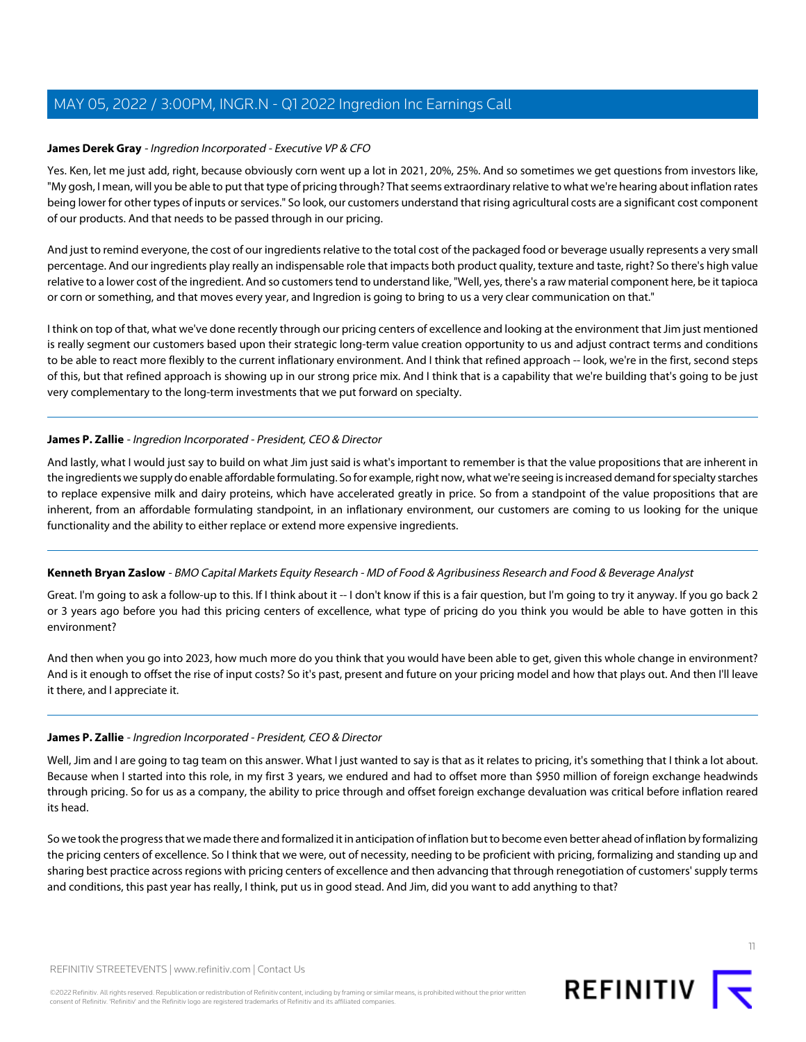**James Derek Gray** - *Ingredion Incorporated - Executive VP & CFO*

Yes. Ken, let me just add, right, because obviously corn went up a lot in 2021, 20%, 25%. And so sometimes we get questions from investors like, "My gosh, I mean, will you be able to put that type of pricing through? That seems extraordinary relative to what we're hearing about inflation rates being lower for other types of inputs or services." So look, our customers understand that rising agricultural costs are a significant cost component of our products. And that needs to be passed through in our pricing.

And just to remind everyone, the cost of our ingredients relative to the total cost of the packaged food or beverage usually represents a very small percentage. And our ingredients play really an indispensable role that impacts both product quality, texture and taste, right? So there's high value relative to a lower cost of the ingredient. And so customers tend to understand like, "Well, yes, there's a raw material component here, be it tapioca or corn or something, and that moves every year, and Ingredion is going to bring to us a very clear communication on that."

I think on top of that, what we've done recently through our pricing centers of excellence and looking at the environment that Jim just mentioned is really segment our customers based upon their strategic long-term value creation opportunity to us and adjust contract terms and conditions to be able to react more flexibly to the current inflationary environment. And I think that refined approach -- look, we're in the first, second steps of this, but that refined approach is showing up in our strong price mix. And I think that is a capability that we're building that's going to be just very complementary to the long-term investments that we put forward on specialty.

---

**James P. Zallie** - *Ingredion Incorporated - President, CEO & Director*

And lastly, what I would just say to build on what Jim just said is what's important to remember is that the value propositions that are inherent in the ingredients we supply do enable affordable formulating. So for example, right now, what we're seeing is increased demand for specialty starches to replace expensive milk and dairy proteins, which have accelerated greatly in price. So from a standpoint of the value propositions that are inherent, from an affordable formulating standpoint, in an inflationary environment, our customers are coming to us looking for the unique functionality and the ability to either replace or extend more expensive ingredients.

---

**Kenneth Bryan Zaslow** - *BMO Capital Markets Equity Research - MD of Food & Agribusiness Research and Food & Beverage Analyst*

Great. I'm going to ask a follow-up to this. If I think about it -- I don't know if this is a fair question, but I'm going to try it anyway. If you go back 2 or 3 years ago before you had this pricing centers of excellence, what type of pricing do you think you would be able to have gotten in this environment?

And then when you go into 2023, how much more do you think that you would have been able to get, given this whole change in environment? And is it enough to offset the rise of input costs? So it's past, present and future on your pricing model and how that plays out. And then I'll leave it there, and I appreciate it.

---

**James P. Zallie** - *Ingredion Incorporated - President, CEO & Director*

Well, Jim and I are going to tag team on this answer. What I just wanted to say is that as it relates to pricing, it's something that I think a lot about. Because when I started into this role, in my first 3 years, we endured and had to offset more than $950 million of foreign exchange headwinds through pricing. So for us as a company, the ability to price through and offset foreign exchange devaluation was critical before inflation reared its head.

So we took the progress that we made there and formalized it in anticipation of inflation but to become even better ahead of inflation by formalizing the pricing centers of excellence. So I think that we were, out of necessity, needing to be proficient with pricing, formalizing and standing up and sharing best practice across regions with pricing centers of excellence and then advancing that through renegotiation of customers' supply terms and conditions, this past year has really, I think, put us in good stead. And Jim, did you want to add anything to that?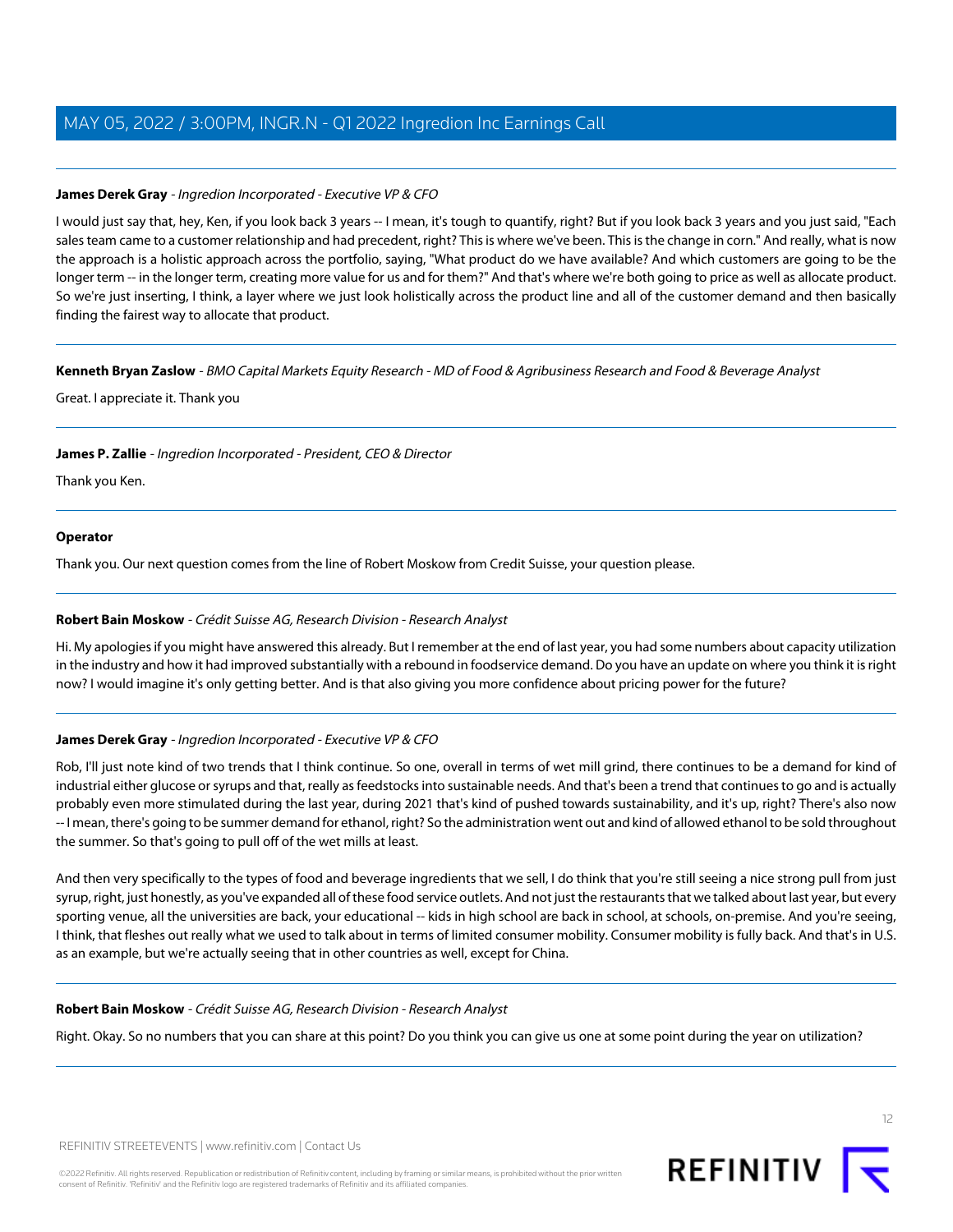**James Derek Gray** - *Ingredion Incorporated - Executive VP & CFO*

I would just say that, hey, Ken, if you look back 3 years -- I mean, it's tough to quantify, right? But if you look back 3 years and you just said, "Each sales team came to a customer relationship and had precedent, right? This is where we've been. This is the change in corn." And really, what is now the approach is a holistic approach across the portfolio, saying, "What product do we have available? And which customers are going to be the longer term -- in the longer term, creating more value for us and for them?" And that's where we're both going to price as well as allocate product. So we're just inserting, I think, a layer where we just look holistically across the product line and all of the customer demand and then basically finding the fairest way to allocate that product.

---

**Kenneth Bryan Zaslow** - *BMO Capital Markets Equity Research - MD of Food & Agribusiness Research and Food & Beverage Analyst*

Great. I appreciate it. Thank you

---

**James P. Zallie** - *Ingredion Incorporated - President, CEO & Director*

Thank you Ken.

---

**Operator**

Thank you. Our next question comes from the line of Robert Moskow from Credit Suisse, your question please.

---

**Robert Bain Moskow** - *Crédit Suisse AG, Research Division - Research Analyst*

Hi. My apologies if you might have answered this already. But I remember at the end of last year, you had some numbers about capacity utilization in the industry and how it had improved substantially with a rebound in foodservice demand. Do you have an update on where you think it is right now? I would imagine it's only getting better. And is that also giving you more confidence about pricing power for the future?

---

**James Derek Gray** - *Ingredion Incorporated - Executive VP & CFO*

Rob, I'll just note kind of two trends that I think continue. So one, overall in terms of wet mill grind, there continues to be a demand for kind of industrial either glucose or syrups and that, really as feedstocks into sustainable needs. And that's been a trend that continues to go and is actually probably even more stimulated during the last year, during 2021 that's kind of pushed towards sustainability, and it's up, right? There's also now -- I mean, there's going to be summer demand for ethanol, right? So the administration went out and kind of allowed ethanol to be sold throughout the summer. So that's going to pull off of the wet mills at least.

And then very specifically to the types of food and beverage ingredients that we sell, I do think that you're still seeing a nice strong pull from just syrup, right, just honestly, as you've expanded all of these food service outlets. And not just the restaurants that we talked about last year, but every sporting venue, all the universities are back, your educational -- kids in high school are back in school, at schools, on-premise. And you're seeing, I think, that fleshes out really what we used to talk about in terms of limited consumer mobility. Consumer mobility is fully back. And that's in U.S. as an example, but we're actually seeing that in other countries as well, except for China.

---

**Robert Bain Moskow** - *Crédit Suisse AG, Research Division - Research Analyst*

Right. Okay. So no numbers that you can share at this point? Do you think you can give us one at some point during the year on utilization?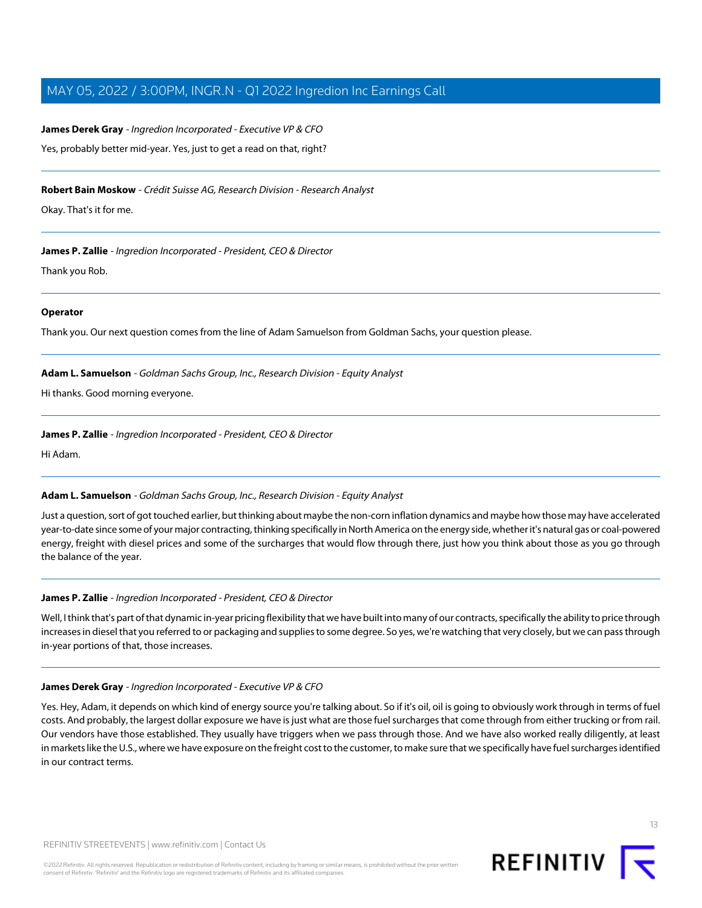**James Derek Gray** - *Ingredion Incorporated - Executive VP & CFO*

Yes, probably better mid-year. Yes, just to get a read on that, right?

---

**Robert Bain Moskow** - *Crédit Suisse AG, Research Division - Research Analyst*

Okay. That's it for me.

---

**James P. Zallie** - *Ingredion Incorporated - President, CEO & Director*

Thank you Rob.

---

**Operator**

Thank you. Our next question comes from the line of Adam Samuelson from Goldman Sachs, your question please.

---

**Adam L. Samuelson** - *Goldman Sachs Group, Inc., Research Division - Equity Analyst*

Hi thanks. Good morning everyone.

---

**James P. Zallie** - *Ingredion Incorporated - President, CEO & Director*

Hi Adam.

---

**Adam L. Samuelson** - *Goldman Sachs Group, Inc., Research Division - Equity Analyst*

Just a question, sort of got touched earlier, but thinking about maybe the non-corn inflation dynamics and maybe how those may have accelerated year-to-date since some of your major contracting, thinking specifically in North America on the energy side, whether it's natural gas or coal-powered energy, freight with diesel prices and some of the surcharges that would flow through there, just how you think about those as you go through the balance of the year.

---

**James P. Zallie** - *Ingredion Incorporated - President, CEO & Director*

Well, I think that's part of that dynamic in-year pricing flexibility that we have built into many of our contracts, specifically the ability to price through increases in diesel that you referred to or packaging and supplies to some degree. So yes, we're watching that very closely, but we can pass through in-year portions of that, those increases.

---

**James Derek Gray** - *Ingredion Incorporated - Executive VP & CFO*

Yes. Hey, Adam, it depends on which kind of energy source you're talking about. So if it's oil, oil is going to obviously work through in terms of fuel costs. And probably, the largest dollar exposure we have is just what are those fuel surcharges that come through from either trucking or from rail. Our vendors have those established. They usually have triggers when we pass through those. And we have also worked really diligently, at least in markets like the U.S., where we have exposure on the freight cost to the customer, to make sure that we specifically have fuel surcharges identified in our contract terms.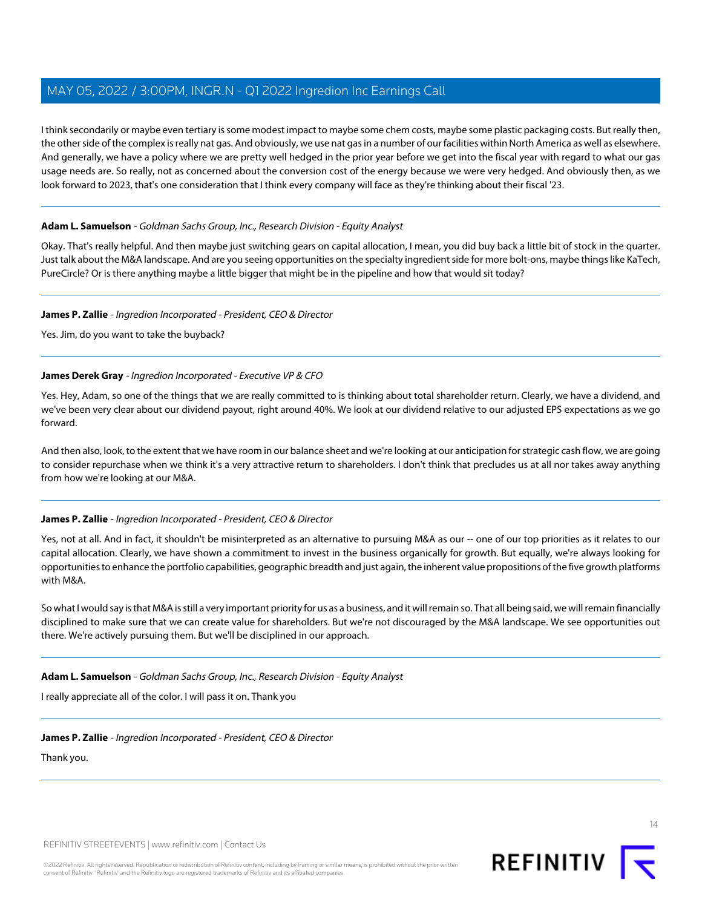I think secondarily or maybe even tertiary is some modest impact to maybe some chem costs, maybe some plastic packaging costs. But really then, the other side of the complex is really nat gas. And obviously, we use nat gas in a number of our facilities within North America as well as elsewhere. And generally, we have a policy where we are pretty well hedged in the prior year before we get into the fiscal year with regard to what our gas usage needs are. So really, not as concerned about the conversion cost of the energy because we were very hedged. And obviously then, as we look forward to 2023, that's one consideration that I think every company will face as they're thinking about their fiscal '23.

---

**Adam L. Samuelson** - *Goldman Sachs Group, Inc., Research Division - Equity Analyst*

Okay. That's really helpful. And then maybe just switching gears on capital allocation, I mean, you did buy back a little bit of stock in the quarter. Just talk about the M&A landscape. And are you seeing opportunities on the specialty ingredient side for more bolt-ons, maybe things like KaTech, PureCircle? Or is there anything maybe a little bigger that might be in the pipeline and how that would sit today?

---

**James P. Zallie** - *Ingredion Incorporated - President, CEO & Director*

Yes. Jim, do you want to take the buyback?

---

**James Derek Gray** - *Ingredion Incorporated - Executive VP & CFO*

Yes. Hey, Adam, so one of the things that we are really committed to is thinking about total shareholder return. Clearly, we have a dividend, and we've been very clear about our dividend payout, right around 40%. We look at our dividend relative to our adjusted EPS expectations as we go forward.

And then also, look, to the extent that we have room in our balance sheet and we're looking at our anticipation for strategic cash flow, we are going to consider repurchase when we think it's a very attractive return to shareholders. I don't think that precludes us at all nor takes away anything from how we're looking at our M&A.

---

**James P. Zallie** - *Ingredion Incorporated - President, CEO & Director*

Yes, not at all. And in fact, it shouldn't be misinterpreted as an alternative to pursuing M&A as our -- one of our top priorities as it relates to our capital allocation. Clearly, we have shown a commitment to invest in the business organically for growth. But equally, we're always looking for opportunities to enhance the portfolio capabilities, geographic breadth and just again, the inherent value propositions of the five growth platforms with M&A.

So what I would say is that M&A is still a very important priority for us as a business, and it will remain so. That all being said, we will remain financially disciplined to make sure that we can create value for shareholders. But we're not discouraged by the M&A landscape. We see opportunities out there. We're actively pursuing them. But we'll be disciplined in our approach.

---

**Adam L. Samuelson** - *Goldman Sachs Group, Inc., Research Division - Equity Analyst*

I really appreciate all of the color. I will pass it on. Thank you

---

**James P. Zallie** - *Ingredion Incorporated - President, CEO & Director*

Thank you.

---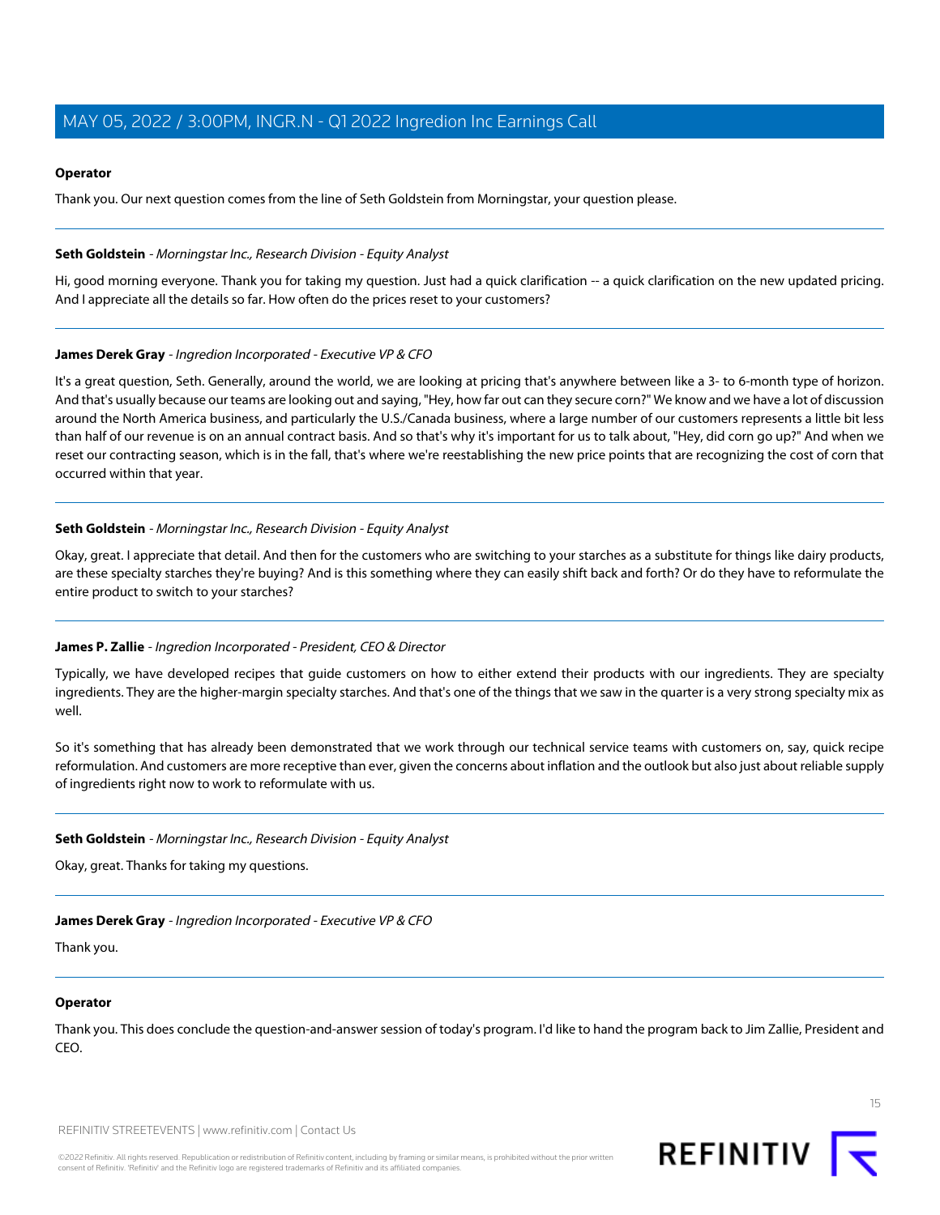**Operator**

Thank you. Our next question comes from the line of Seth Goldstein from Morningstar, your question please.

---

**Seth Goldstein** - *Morningstar Inc., Research Division - Equity Analyst*

Hi, good morning everyone. Thank you for taking my question. Just had a quick clarification -- a quick clarification on the new updated pricing. And I appreciate all the details so far. How often do the prices reset to your customers?

---

**James Derek Gray** - *Ingredion Incorporated - Executive VP & CFO*

It's a great question, Seth. Generally, around the world, we are looking at pricing that's anywhere between like a 3- to 6-month type of horizon. And that's usually because our teams are looking out and saying, "Hey, how far out can they secure corn?" We know and we have a lot of discussion around the North America business, and particularly the U.S./Canada business, where a large number of our customers represents a little bit less than half of our revenue is on an annual contract basis. And so that's why it's important for us to talk about, "Hey, did corn go up?" And when we reset our contracting season, which is in the fall, that's where we're reestablishing the new price points that are recognizing the cost of corn that occurred within that year.

---

**Seth Goldstein** - *Morningstar Inc., Research Division - Equity Analyst*

Okay, great. I appreciate that detail. And then for the customers who are switching to your starches as a substitute for things like dairy products, are these specialty starches they're buying? And is this something where they can easily shift back and forth? Or do they have to reformulate the entire product to switch to your starches?

---

**James P. Zallie** - *Ingredion Incorporated - President, CEO & Director*

Typically, we have developed recipes that guide customers on how to either extend their products with our ingredients. They are specialty ingredients. They are the higher-margin specialty starches. And that's one of the things that we saw in the quarter is a very strong specialty mix as well.

So it's something that has already been demonstrated that we work through our technical service teams with customers on, say, quick recipe reformulation. And customers are more receptive than ever, given the concerns about inflation and the outlook but also just about reliable supply of ingredients right now to work to reformulate with us.

---

**Seth Goldstein** - *Morningstar Inc., Research Division - Equity Analyst*

Okay, great. Thanks for taking my questions.

---

**James Derek Gray** - *Ingredion Incorporated - Executive VP & CFO*

Thank you.

---

**Operator**

Thank you. This does conclude the question-and-answer session of today's program. I'd like to hand the program back to Jim Zallie, President and CEO.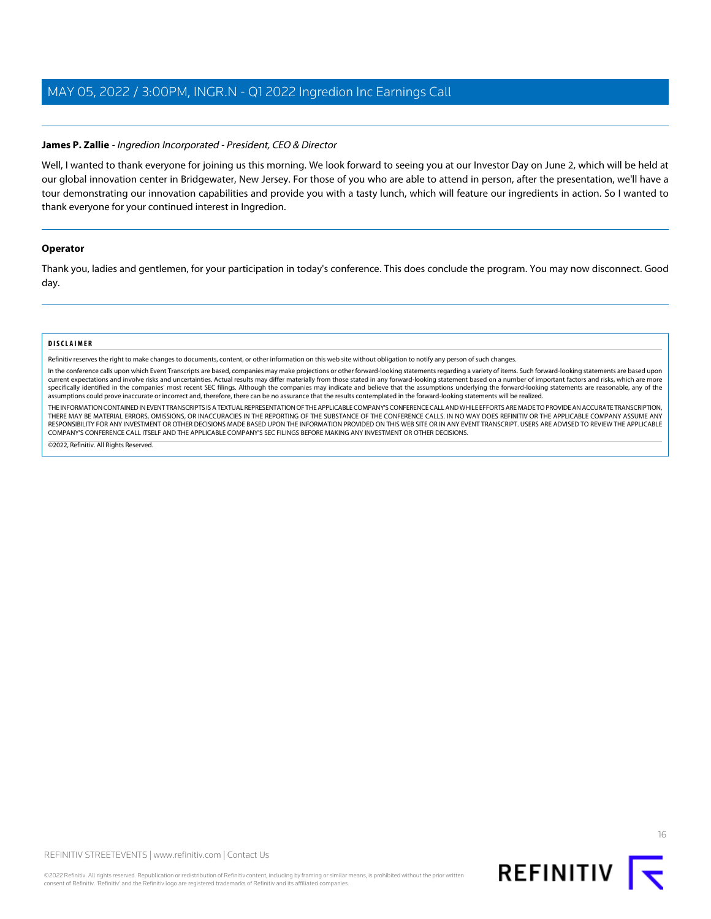**James P. Zallie** - *Ingredion Incorporated - President, CEO & Director*

Well, I wanted to thank everyone for joining us this morning. We look forward to seeing you at our Investor Day on June 2, which will be held at our global innovation center in Bridgewater, New Jersey. For those of you who are able to attend in person, after the presentation, we'll have a tour demonstrating our innovation capabilities and provide you with a tasty lunch, which will feature our ingredients in action. So I wanted to thank everyone for your continued interest in Ingredion.

---

**Operator**

Thank you, ladies and gentlemen, for your participation in today's conference. This does conclude the program. You may now disconnect. Good day.

---

**DISCLAIMER**

Refinitiv reserves the right to make changes to documents, content, or other information on this web site without obligation to notify any person of such changes.

In the conference calls upon which Event Transcripts are based, companies may make projections or other forward-looking statements regarding a variety of items. Such forward-looking statements are based upon current expectations and involve risks and uncertainties. Actual results may differ materially from those stated in any forward-looking statement based on a number of important factors and risks, which are more specifically identified in the companies' most recent SEC filings. Although the companies may indicate and believe that the assumptions underlying the forward-looking statements are reasonable, any of the assumptions could prove inaccurate or incorrect and, therefore, there can be no assurance that the results contemplated in the forward-looking statements will be realized.

THE INFORMATION CONTAINED IN EVENT TRANSCRIPTS IS A TEXTUAL REPRESENTATION OF THE APPLICABLE COMPANY'S CONFERENCE CALL AND WHILE EFFORTS ARE MADE TO PROVIDE AN ACCURATE TRANSCRIPTION, THERE MAY BE MATERIAL ERRORS, OMISSIONS, OR INACCURACIES IN THE REPORTING OF THE SUBSTANCE OF THE CONFERENCE CALLS. IN NO WAY DOES REFINITIV OR THE APPLICABLE COMPANY ASSUME ANY RESPONSIBILITY FOR ANY INVESTMENT OR OTHER DECISIONS MADE BASED UPON THE INFORMATION PROVIDED ON THIS WEB SITE OR IN ANY EVENT TRANSCRIPT. USERS ARE ADVISED TO REVIEW THE APPLICABLE COMPANY'S CONFERENCE CALL ITSELF AND THE APPLICABLE COMPANY'S SEC FILINGS BEFORE MAKING ANY INVESTMENT OR OTHER DECISIONS.

©2022, Refinitiv. All Rights Reserved.